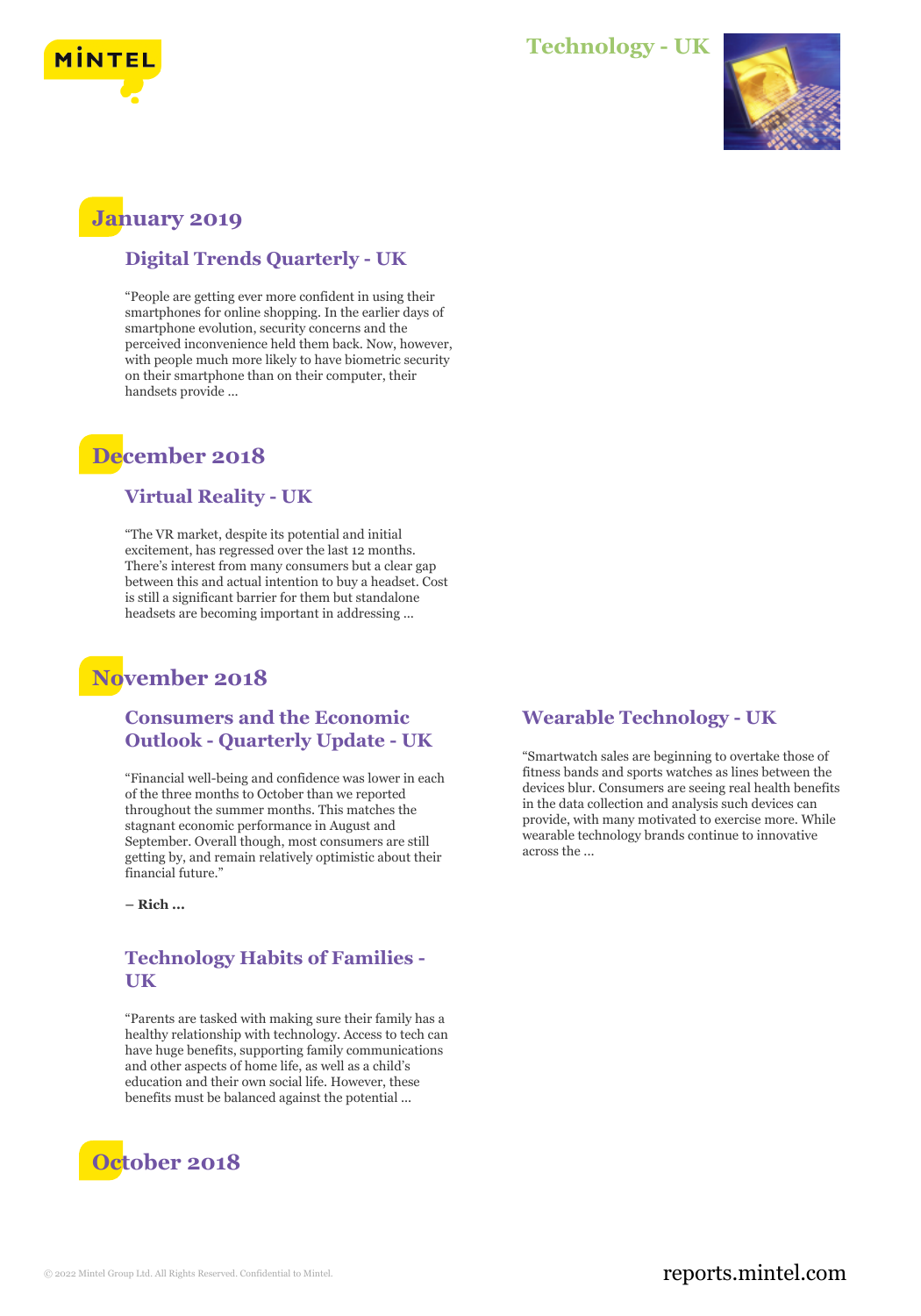# Technology - UK

## January 2019

### Digital Trends Quarterly - UK

"People are getting ever more confident in using their smartphones for online shopping. In the earlier days of smartphone evolution, security concerns and the perceived inconvenience held them back. Now, however, with people much more likely to have biometric security on their smartphone than on their computer, their handsets provide ...

## December 2018

### Virtual Reality - UK

"The VR market, despite its potential and initial excitement, has regressed over the last 12 months. There's interest from many consumers but a clear gap between this and actual intention to buy a headset. Cost is still a significant barrier for them but standalone headsets are becoming important in addressing ...

## November 2018

### Consumers and the Economic Outlook - Quarterly Update - UK

"Financial well-being and confidence was lower in each of the three months to October than we reported throughout the summer months. This matches the stagnant economic performance in August and September. Overall though, most consumers are still getting by, and remain relatively optimistic about their financial future."

**– Rich ...**

### Technology Habits of Families - UK

"Parents are tasked with making sure their family has a healthy relationship with technology. Access to tech can have huge benefits, supporting family communications and other aspects of home life, as well as a child's education and their own social life. However, these benefits must be balanced against the potential ...

### Wearable Technology - UK

"Smartwatch sales are beginning to overtake those of fitness bands and sports watches as lines between the devices blur. Consumers are seeing real health benefits in the data collection and analysis such devices can provide, with many motivated to exercise more. While wearable technology brands continue to innovative across the ...

## October 2018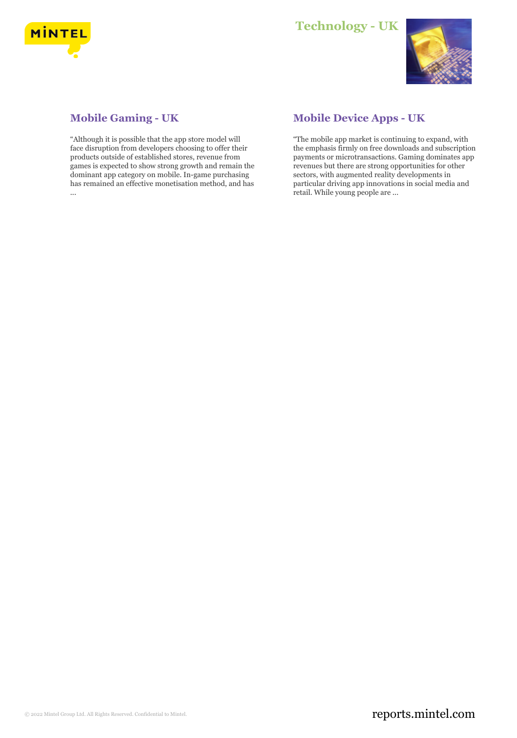## Mobile Gaming - UK

“Although it is possible that the app store model will face disruption from developers choosing to offer their products outside of established stores, revenue from games is expected to show strong growth and remain the dominant app category on mobile. In-game purchasing has remained an effective monetisation method, and has ...

## Mobile Device Apps - UK

“The mobile app market is continuing to expand, with the emphasis firmly on free downloads and subscription payments or microtransactions. Gaming dominates app revenues but there are strong opportunities for other sectors, with augmented reality developments in particular driving app innovations in social media and retail. While young people are ...